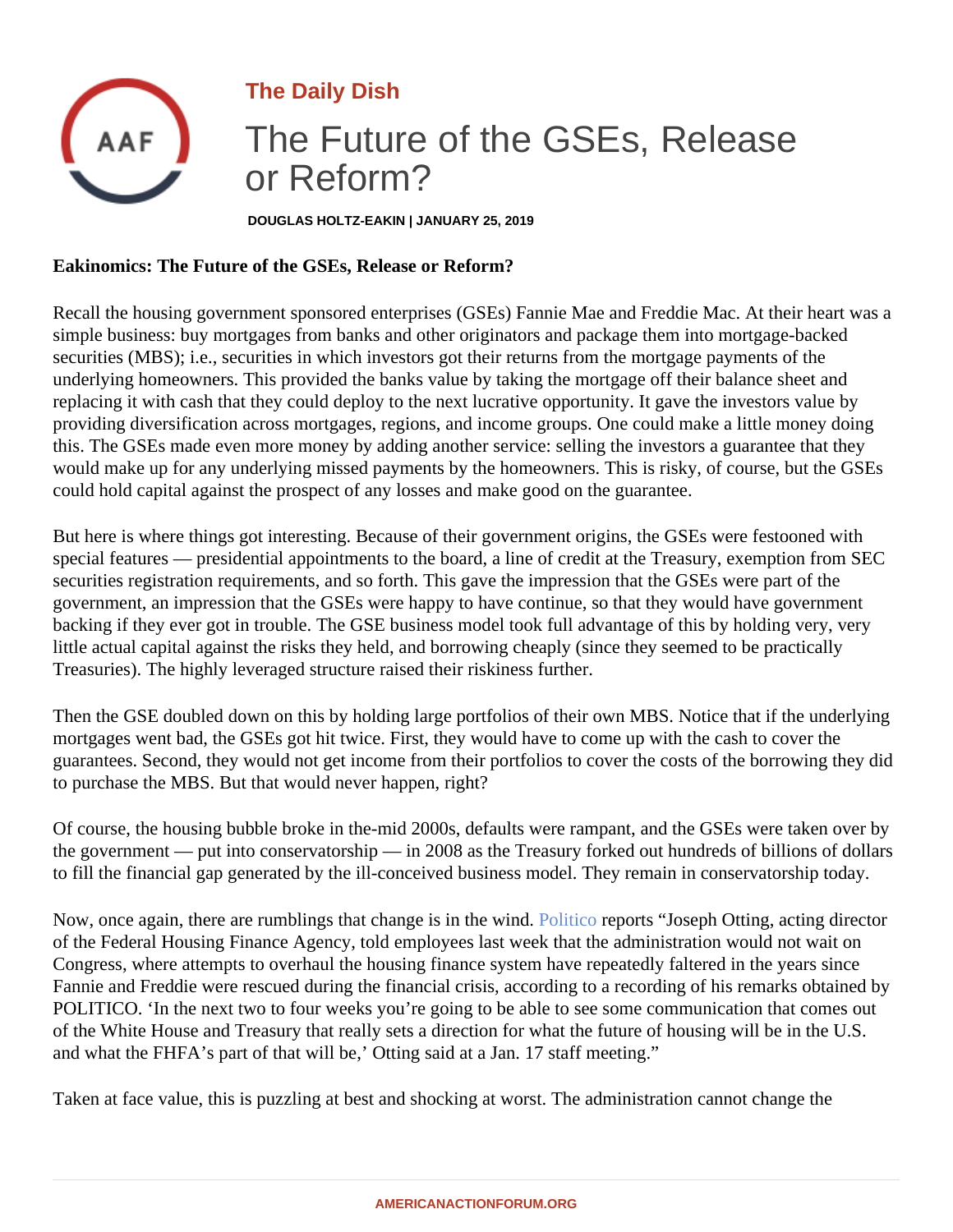The Daily Dish

# The Future of the GSEs, Release or Reform?

DOUGLAS HOLTZ-EAKIN | JANUARY 25, 2019

**Eakinomics: The Future of the GSEs, Release or Reform?**

Recall the housing government sponsored enterprises (GSEs) Fannie Mae and Freddie Mac. At their heart was a simple business: buy mortgages from banks and other originators and package them into mortgage-backed securities (MBS); i.e., securities in which investors got their returns from the mortgage payments of the underlying homeowners. This provided the banks value by taking the mortgage off their balance sheet and replacing it with cash that they could deploy to the next lucrative opportunity. It gave the investors value by providing diversification across mortgages, regions, and income groups. One could make a little money doing this. The GSEs made even more money by adding another service: selling the investors a guarantee that they would make up for any underlying missed payments by the homeowners. This is risky, of course, but the GSEs could hold capital against the prospect of any losses and make good on the guarantee.

But here is where things got interesting. Because of their government origins, the GSEs were festooned with special features — presidential appointments to the board, a line of credit at the Treasury, exemption from SEC securities registration requirements, and so forth. This gave the impression that the GSEs were part of the government, an impression that the GSEs were happy to have continue, so that they would have government backing if they ever got in trouble. The GSE business model took full advantage of this by holding very, very little actual capital against the risks they held, and borrowing cheaply (since they seemed to be practically Treasuries). The highly leveraged structure raised their riskiness further.

Then the GSE doubled down on this by holding large portfolios of their own MBS. Notice that if the underlying mortgages went bad, the GSEs got hit twice. First, they would have to come up with the cash to cover the guarantees. Second, they would not get income from their portfolios to cover the costs of the borrowing they did to purchase the MBS. But that would never happen, right?

Of course, the housing bubble broke in the-mid 2000s, defaults were rampant, and the GSEs were taken over by the government — put into conservatorship — in 2008 as the Treasury forked out hundreds of billions of dollars to fill the financial gap generated by the ill-conceived business model. They remain in conservatorship today.

Now, once again, there are rumblings that change is in the wind. Politico reports "Joseph Otting, acting director of the Federal Housing Finance Agency, told employees last week that the administration would not wait on Congress, where attempts to overhaul the housing finance system have repeatedly faltered in the years since Fannie and Freddie were rescued during the financial crisis, according to a recording of his remarks obtained by POLITICO. 'In the next two to four weeks you're going to be able to see some communication that comes out of the White House and Treasury that really sets a direction for what the future of housing will be in the U.S. and what the FHFA's part of that will be,' Otting said at a Jan. 17 staff meeting."

Taken at face value, this is puzzling at best and shocking at worst. The administration cannot change the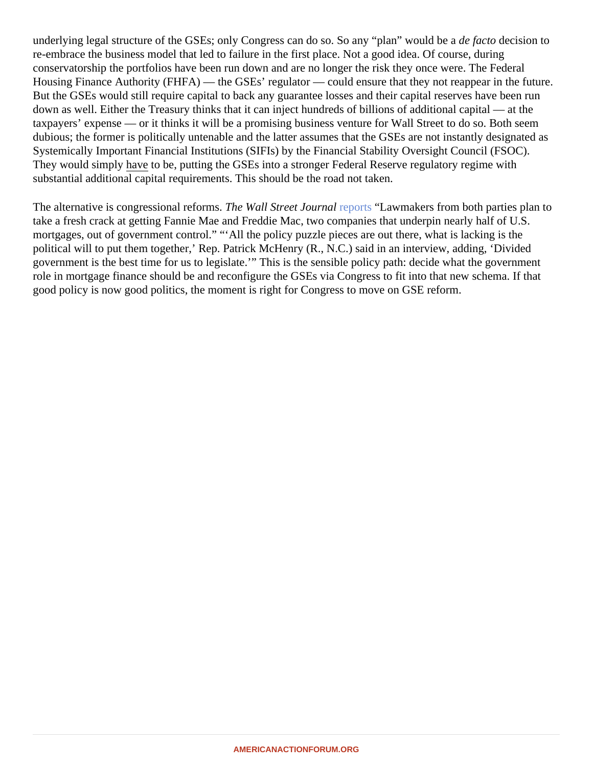underlying legal structure of the GSEs; only Congress can do so. So any "plan" would be a *de facto* decision to re-embrace the business model that led to failure in the first place. Not a good idea. Of course, during conservatorship the portfolios have been run down and are no longer the risk they once were. The Federal Housing Finance Authority (FHFA) — the GSEs' regulator — could ensure that they not reappear in the future. But the GSEs would still require capital to back any guarantee losses and their capital reserves have been run down as well. Either the Treasury thinks that it can inject hundreds of billions of additional capital — at the taxpayers' expense — or it thinks it will be a promising business venture for Wall Street to do so. Both seem dubious; the former is politically untenable and the latter assumes that the GSEs are not instantly designated as Systemically Important Financial Institutions (SIFIs) by the Financial Stability Oversight Council (FSOC). They would simply have to be, putting the GSEs into a stronger Federal Reserve regulatory regime with substantial additional capital requirements. This should be the road not taken.

The alternative is congressional reforms. *The Wall Street Journal* reports "Lawmakers from both parties plan to take a fresh crack at getting Fannie Mae and Freddie Mac, two companies that underpin nearly half of U.S. mortgages, out of government control." "'All the policy puzzle pieces are out there, what is lacking is the political will to put them together,' Rep. Patrick McHenry (R., N.C.) said in an interview, adding, 'Divided government is the best time for us to legislate.'" This is the sensible policy path: decide what the government role in mortgage finance should be and reconfigure the GSEs via Congress to fit into that new schema. If that good policy is now good politics, the moment is right for Congress to move on GSE reform.